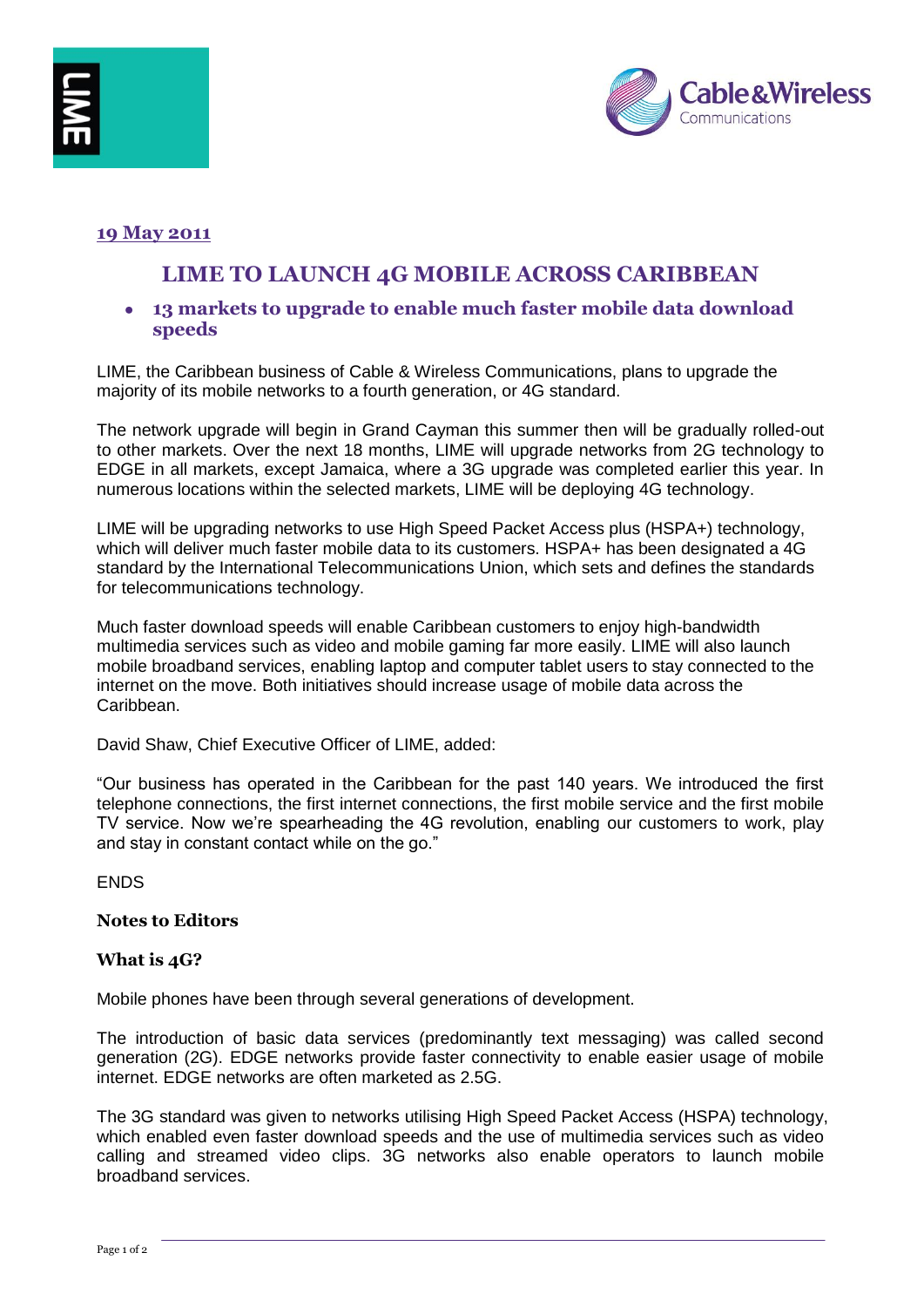**19 May 2011**

# LIME TO LAUNCH 4G MOBILE ACROSS CARIBBEAN

- **13 markets to upgrade to enable much faster mobile data download speeds**

LIME, the Caribbean business of Cable & Wireless Communications, plans to upgrade the majority of its mobile networks to a fourth generation, or 4G standard.

The network upgrade will begin in Grand Cayman this summer then will be gradually rolled-out to other markets. Over the next 18 months, LIME will upgrade networks from 2G technology to EDGE in all markets, except Jamaica, where a 3G upgrade was completed earlier this year. In numerous locations within the selected markets, LIME will be deploying 4G technology.

LIME will be upgrading networks to use High Speed Packet Access plus (HSPA+) technology, which will deliver much faster mobile data to its customers. HSPA+ has been designated a 4G standard by the International Telecommunications Union, which sets and defines the standards for telecommunications technology.

Much faster download speeds will enable Caribbean customers to enjoy high-bandwidth multimedia services such as video and mobile gaming far more easily. LIME will also launch mobile broadband services, enabling laptop and computer tablet users to stay connected to the internet on the move. Both initiatives should increase usage of mobile data across the Caribbean.

David Shaw, Chief Executive Officer of LIME, added:

"Our business has operated in the Caribbean for the past 140 years. We introduced the first telephone connections, the first internet connections, the first mobile service and the first mobile TV service. Now we're spearheading the 4G revolution, enabling our customers to work, play and stay in constant contact while on the go."

ENDS

**Notes to Editors**

**What is 4G?**

Mobile phones have been through several generations of development.

The introduction of basic data services (predominantly text messaging) was called second generation (2G). EDGE networks provide faster connectivity to enable easier usage of mobile internet. EDGE networks are often marketed as 2.5G.

The 3G standard was given to networks utilising High Speed Packet Access (HSPA) technology, which enabled even faster download speeds and the use of multimedia services such as video calling and streamed video clips. 3G networks also enable operators to launch mobile broadband services.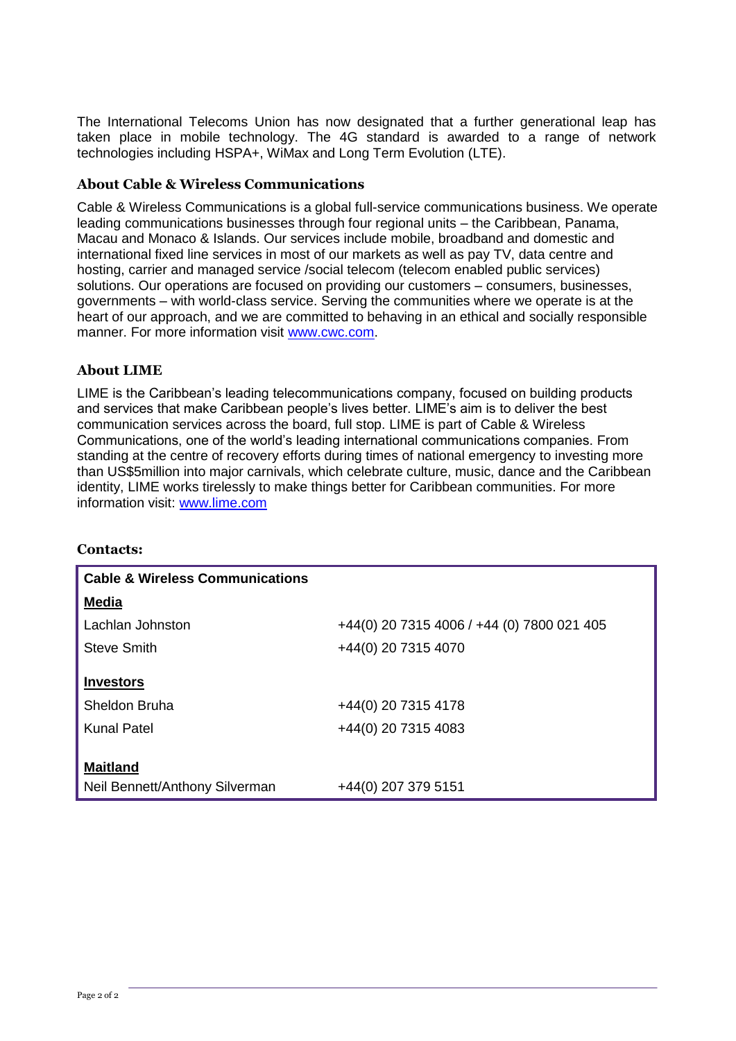The International Telecoms Union has now designated that a further generational leap has taken place in mobile technology. The 4G standard is awarded to a range of network technologies including HSPA+, WiMax and Long Term Evolution (LTE).

### About Cable & Wireless Communications

Cable & Wireless Communications is a global full-service communications business. We operate leading communications businesses through four regional units – the Caribbean, Panama, Macau and Monaco & Islands. Our services include mobile, broadband and domestic and international fixed line services in most of our markets as well as pay TV, data centre and hosting, carrier and managed service /social telecom (telecom enabled public services) solutions. Our operations are focused on providing our customers – consumers, businesses, governments – with world-class service. Serving the communities where we operate is at the heart of our approach, and we are committed to behaving in an ethical and socially responsible manner. For more information visit www.cwc.com.

### About LIME

LIME is the Caribbean's leading telecommunications company, focused on building products and services that make Caribbean people's lives better. LIME's aim is to deliver the best communication services across the board, full stop. LIME is part of Cable & Wireless Communications, one of the world's leading international communications companies. From standing at the centre of recovery efforts during times of national emergency to investing more than US$5million into major carnivals, which celebrate culture, music, dance and the Caribbean identity, LIME works tirelessly to make things better for Caribbean communities. For more information visit: www.lime.com

**Contacts:**

| **Cable & Wireless Communications** | |
|---|---|
| **Media** | |
| Lachlan Johnston | +44(0) 20 7315 4006 / +44 (0) 7800 021 405 |
| Steve Smith | +44(0) 20 7315 4070 |
| **Investors** | |
| Sheldon Bruha | +44(0) 20 7315 4178 |
| Kunal Patel | +44(0) 20 7315 4083 |
| **Maitland** | |
| Neil Bennett/Anthony Silverman | +44(0) 207 379 5151 |